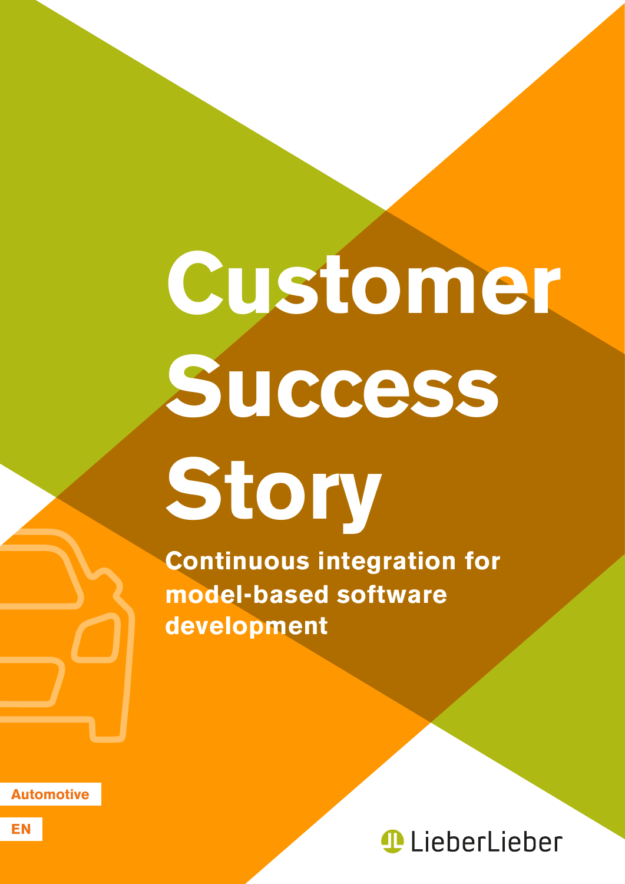# Customer Success Story

## Continuous integration for model-based software development

Automotive

EN

LieberLieber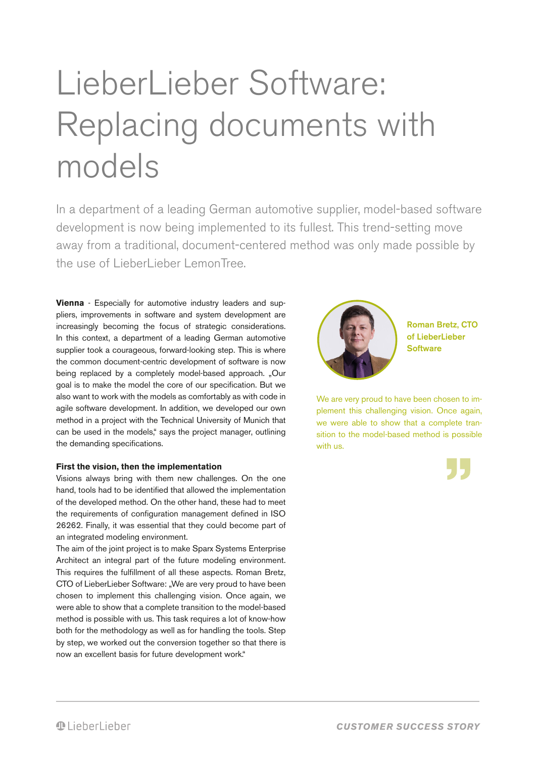# LieberLieber Software: Replacing documents with models

In a department of a leading German automotive supplier, model-based software development is now being implemented to its fullest. This trend-setting move away from a traditional, document-centered method was only made possible by the use of LieberLieber LemonTree.

**Vienna** - Especially for automotive industry leaders and suppliers, improvements in software and system development are increasingly becoming the focus of strategic considerations. In this context, a department of a leading German automotive supplier took a courageous, forward-looking step. This is where the common document-centric development of software is now being replaced by a completely model-based approach. „Our goal is to make the model the core of our specification. But we also want to work with the models as comfortably as with code in agile software development. In addition, we developed our own method in a project with the Technical University of Munich that can be used in the models," says the project manager, outlining the demanding specifications.

### First the vision, then the implementation

Visions always bring with them new challenges. On the one hand, tools had to be identified that allowed the implementation of the developed method. On the other hand, these had to meet the requirements of configuration management defined in ISO 26262. Finally, it was essential that they could become part of an integrated modeling environment.

The aim of the joint project is to make Sparx Systems Enterprise Architect an integral part of the future modeling environment. This requires the fulfillment of all these aspects. Roman Bretz, CTO of LieberLieber Software: „We are very proud to have been chosen to implement this challenging vision. Once again, we were able to show that a complete transition to the model-based method is possible with us. This task requires a lot of know-how both for the methodology as well as for handling the tools. Step by step, we worked out the conversion together so that there is now an excellent basis for future development work."

**Roman Bretz, CTO of LieberLieber Software**

> We are very proud to have been chosen to implement this challenging vision. Once again, we were able to show that a complete transition to the model-based method is possible with us.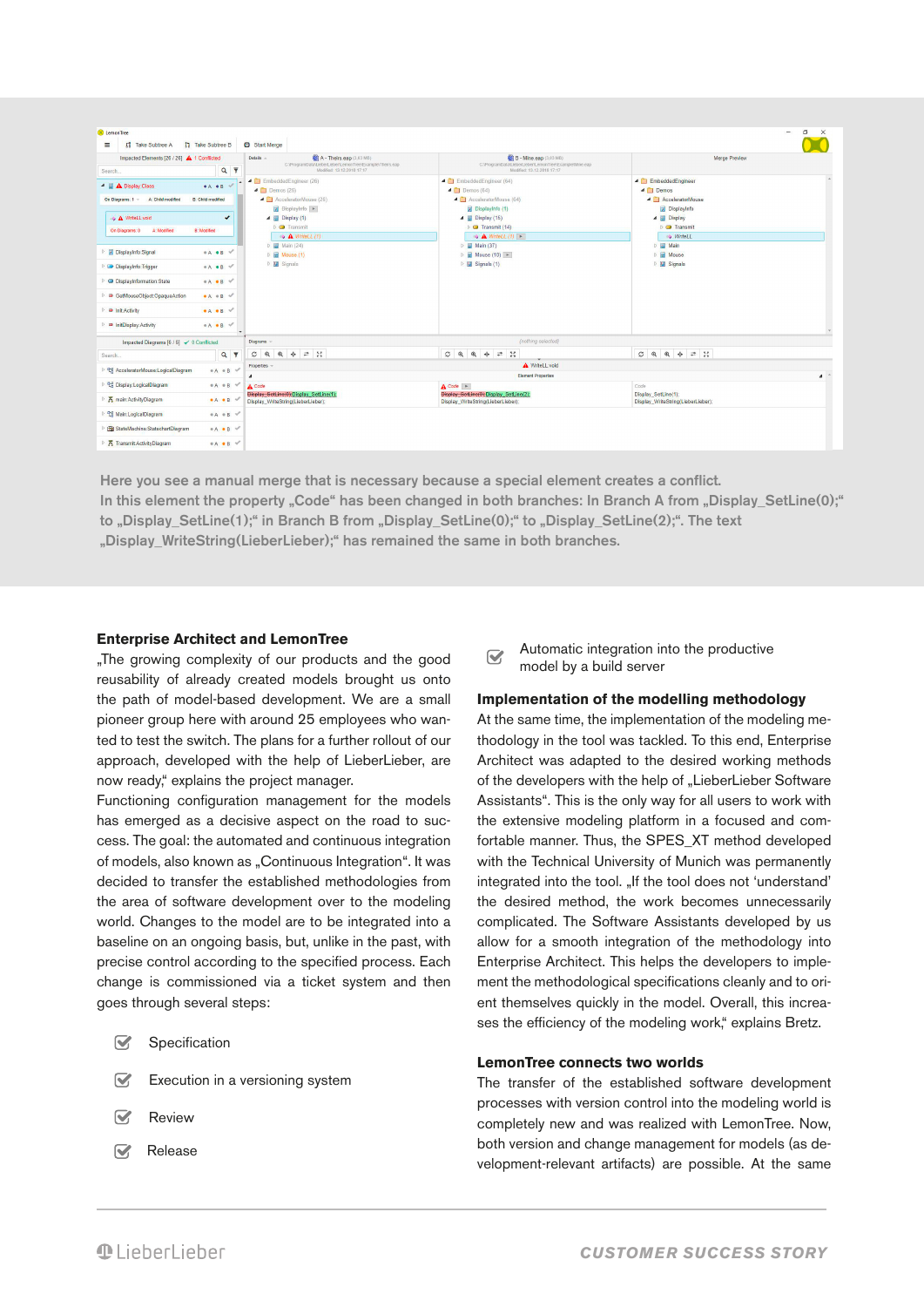Here you see a manual merge that is necessary because a special element creates a conflict. In this element the property „Code" has been changed in both branches: In Branch A from „Display_SetLine(0);" to „Display_SetLine(1);" in Branch B from „Display_SetLine(0);" to „Display_SetLine(2);". The text „Display_WriteString(LieberLieber);" has remained the same in both branches.

### Enterprise Architect and LemonTree

„The growing complexity of our products and the good reusability of already created models brought us onto the path of model-based development. We are a small pioneer group here with around 25 employees who wanted to test the switch. The plans for a further rollout of our approach, developed with the help of LieberLieber, are now ready," explains the project manager.

Functioning configuration management for the models has emerged as a decisive aspect on the road to success. The goal: the automated and continuous integration of models, also known as „Continuous Integration". It was decided to transfer the established methodologies from the area of software development over to the modeling world. Changes to the model are to be integrated into a baseline on an ongoing basis, but, unlike in the past, with precise control according to the specified process. Each change is commissioned via a ticket system and then goes through several steps:

- Specification
- Execution in a versioning system
- Review
- Release
- Automatic integration into the productive model by a build server

### Implementation of the modelling methodology

At the same time, the implementation of the modeling methodology in the tool was tackled. To this end, Enterprise Architect was adapted to the desired working methods of the developers with the help of „LieberLieber Software Assistants". This is the only way for all users to work with the extensive modeling platform in a focused and comfortable manner. Thus, the SPES_XT method developed with the Technical University of Munich was permanently integrated into the tool. „If the tool does not 'understand' the desired method, the work becomes unnecessarily complicated. The Software Assistants developed by us allow for a smooth integration of the methodology into Enterprise Architect. This helps the developers to implement the methodological specifications cleanly and to orient themselves quickly in the model. Overall, this increases the efficiency of the modeling work," explains Bretz.

### LemonTree connects two worlds

The transfer of the established software development processes with version control into the modeling world is completely new and was realized with LemonTree. Now, both version and change management for models (as development-relevant artifacts) are possible. At the same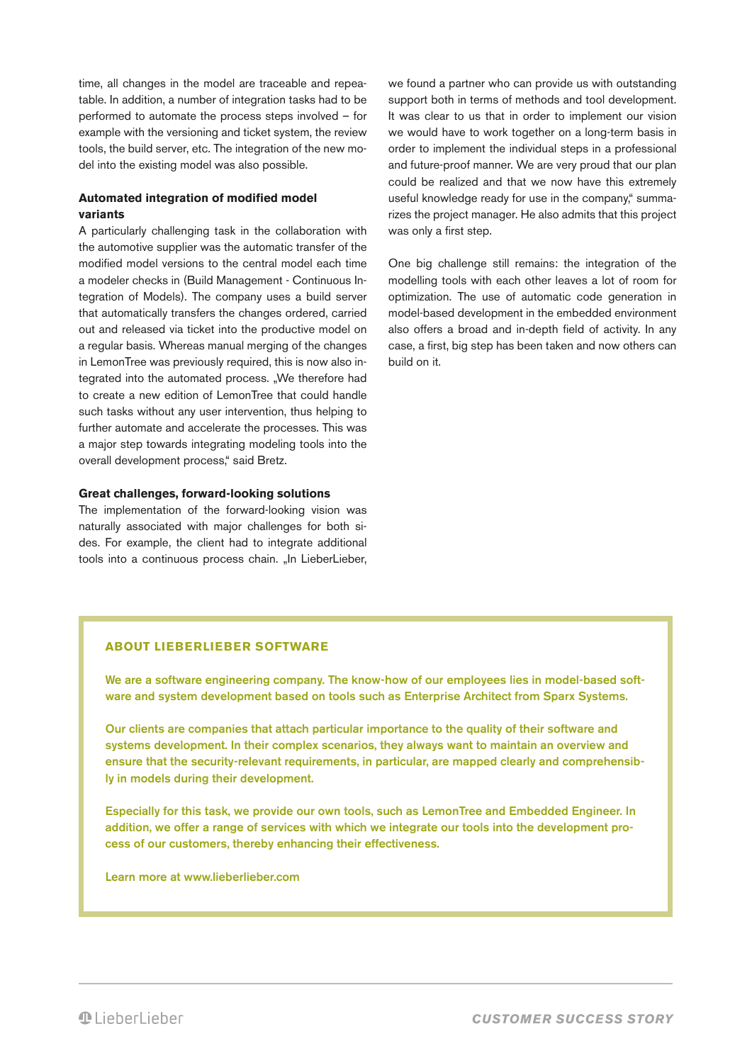time, all changes in the model are traceable and repeatable. In addition, a number of integration tasks had to be performed to automate the process steps involved – for example with the versioning and ticket system, the review tools, the build server, etc. The integration of the new model into the existing model was also possible.

### Automated integration of modified model variants

A particularly challenging task in the collaboration with the automotive supplier was the automatic transfer of the modified model versions to the central model each time a modeler checks in (Build Management - Continuous Integration of Models). The company uses a build server that automatically transfers the changes ordered, carried out and released via ticket into the productive model on a regular basis. Whereas manual merging of the changes in LemonTree was previously required, this is now also integrated into the automated process. „We therefore had to create a new edition of LemonTree that could handle such tasks without any user intervention, thus helping to further automate and accelerate the processes. This was a major step towards integrating modeling tools into the overall development process," said Bretz.

### Great challenges, forward-looking solutions

The implementation of the forward-looking vision was naturally associated with major challenges for both sides. For example, the client had to integrate additional tools into a continuous process chain. „In LieberLieber, we found a partner who can provide us with outstanding support both in terms of methods and tool development. It was clear to us that in order to implement our vision we would have to work together on a long-term basis in order to implement the individual steps in a professional and future-proof manner. We are very proud that our plan could be realized and that we now have this extremely useful knowledge ready for use in the company," summarizes the project manager. He also admits that this project was only a first step.

One big challenge still remains: the integration of the modelling tools with each other leaves a lot of room for optimization. The use of automatic code generation in model-based development in the embedded environment also offers a broad and in-depth field of activity. In any case, a first, big step has been taken and now others can build on it.

### ABOUT LIEBERLIEBER SOFTWARE

We are a software engineering company. The know-how of our employees lies in model-based software and system development based on tools such as Enterprise Architect from Sparx Systems.

Our clients are companies that attach particular importance to the quality of their software and systems development. In their complex scenarios, they always want to maintain an overview and ensure that the security-relevant requirements, in particular, are mapped clearly and comprehensibly in models during their development.

Especially for this task, we provide our own tools, such as LemonTree and Embedded Engineer. In addition, we offer a range of services with which we integrate our tools into the development process of our customers, thereby enhancing their effectiveness.

Learn more at www.lieberlieber.com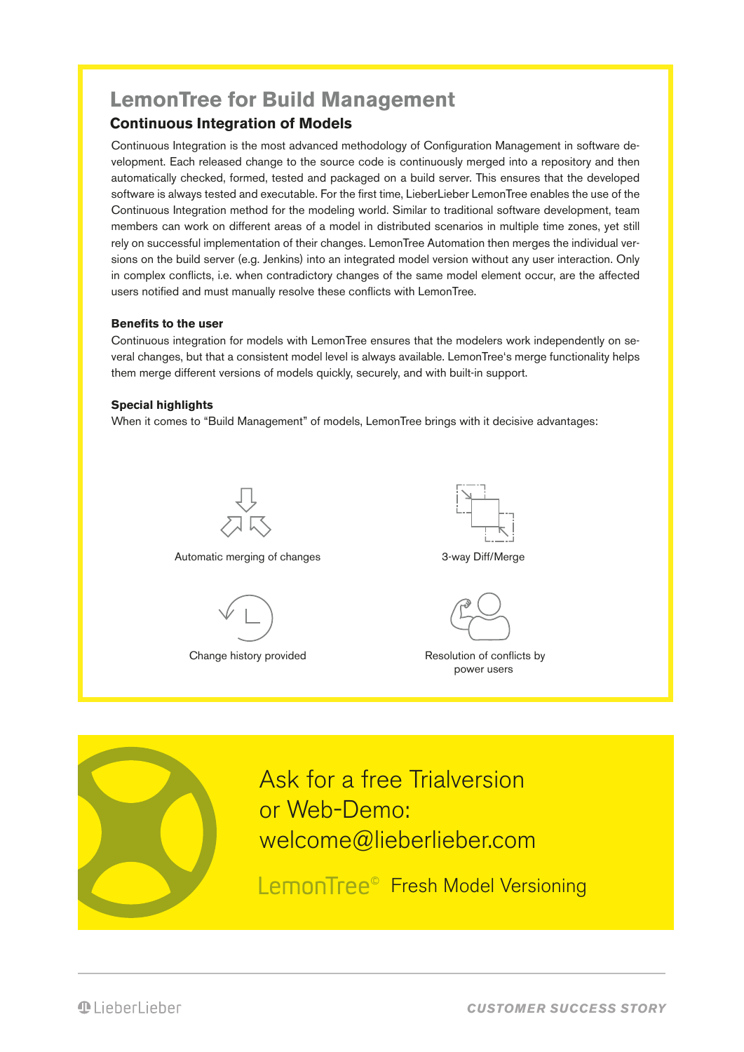# LemonTree for Build Management

## Continuous Integration of Models

Continuous Integration is the most advanced methodology of Configuration Management in software development. Each released change to the source code is continuously merged into a repository and then automatically checked, formed, tested and packaged on a build server. This ensures that the developed software is always tested and executable. For the first time, LieberLieber LemonTree enables the use of the Continuous Integration method for the modeling world. Similar to traditional software development, team members can work on different areas of a model in distributed scenarios in multiple time zones, yet still rely on successful implementation of their changes. LemonTree Automation then merges the individual versions on the build server (e.g. Jenkins) into an integrated model version without any user interaction. Only in complex conflicts, i.e. when contradictory changes of the same model element occur, are the affected users notified and must manually resolve these conflicts with LemonTree.

### Benefits to the user

Continuous integration for models with LemonTree ensures that the modelers work independently on several changes, but that a consistent model level is always available. LemonTree's merge functionality helps them merge different versions of models quickly, securely, and with built-in support.

### Special highlights

When it comes to "Build Management" of models, LemonTree brings with it decisive advantages:

Automatic merging of changes

3-way Diff/Merge

Change history provided

Resolution of conflicts by power users

Ask for a free Trialversion or Web-Demo:
welcome@lieberlieber.com

LemonTree© Fresh Model Versioning

LieberLieber

CUSTOMER SUCCESS STORY